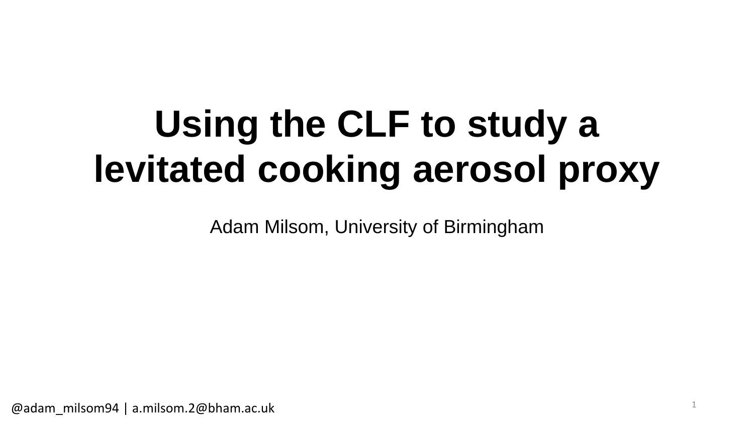# Using the CLF to study a levitated cooking aerosol proxy

Adam Milsom, University of Birmingham

@adam_milsom94 | a.milsom.2@bham.ac.uk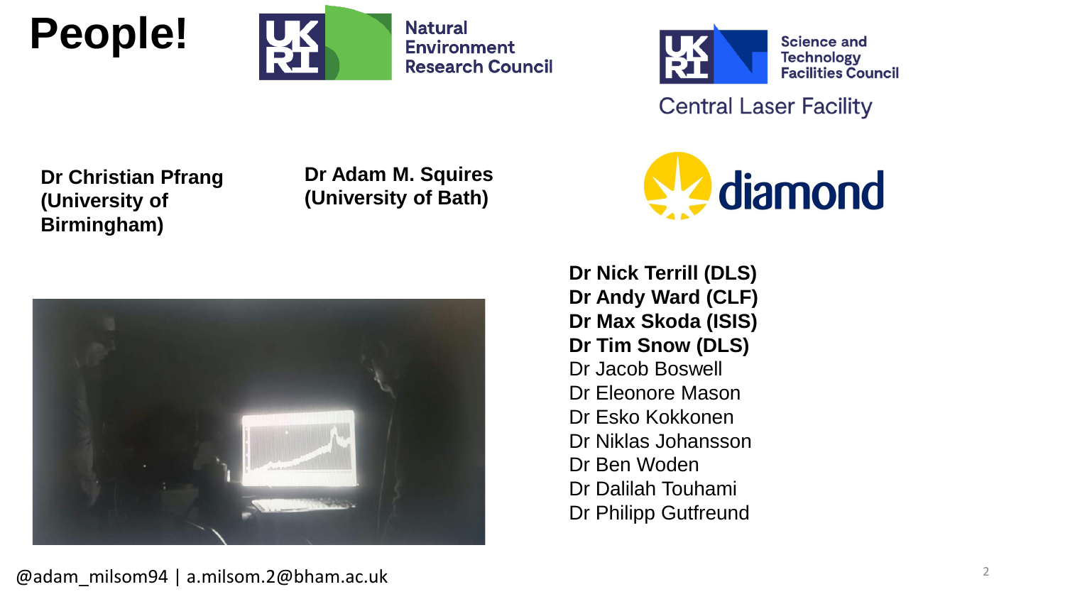# People!

Natural Environment Research Council

Science and Technology Facilities Council

Central Laser Facility

**Dr Christian Pfrang (University of Birmingham)**

**Dr Adam M. Squires (University of Bath)**

diamond

**Dr Nick Terrill (DLS)**
**Dr Andy Ward (CLF)**
**Dr Max Skoda (ISIS)**
**Dr Tim Snow (DLS)**
Dr Jacob Boswell
Dr Eleonore Mason
Dr Esko Kokkonen
Dr Niklas Johansson
Dr Ben Woden
Dr Dalilah Touhami
Dr Philipp Gutfreund

@adam_milsom94 | a.milsom.2@bham.ac.uk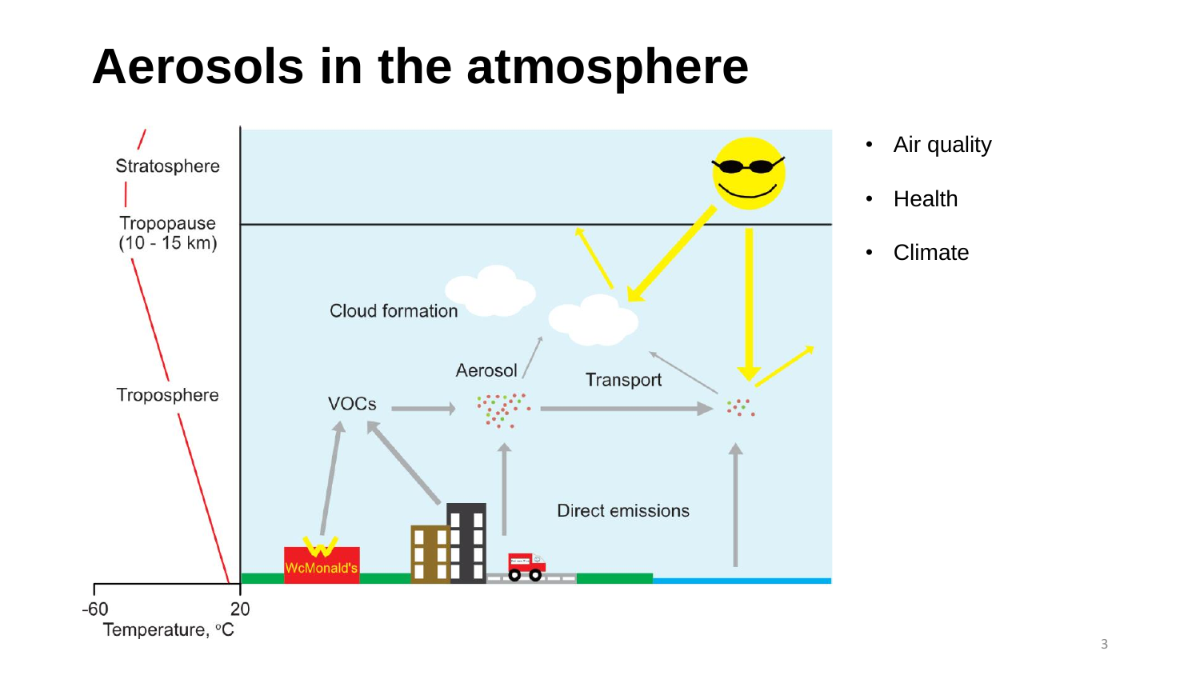# Aerosols in the atmosphere

Stratosphere

Tropopause
(10 - 15 km)

Troposphere

-60 20
Temperature, °C

Cloud formation

Aerosol

Transport

VOCs

Direct emissions

WcMonald's

- Air quality
- Health
- Climate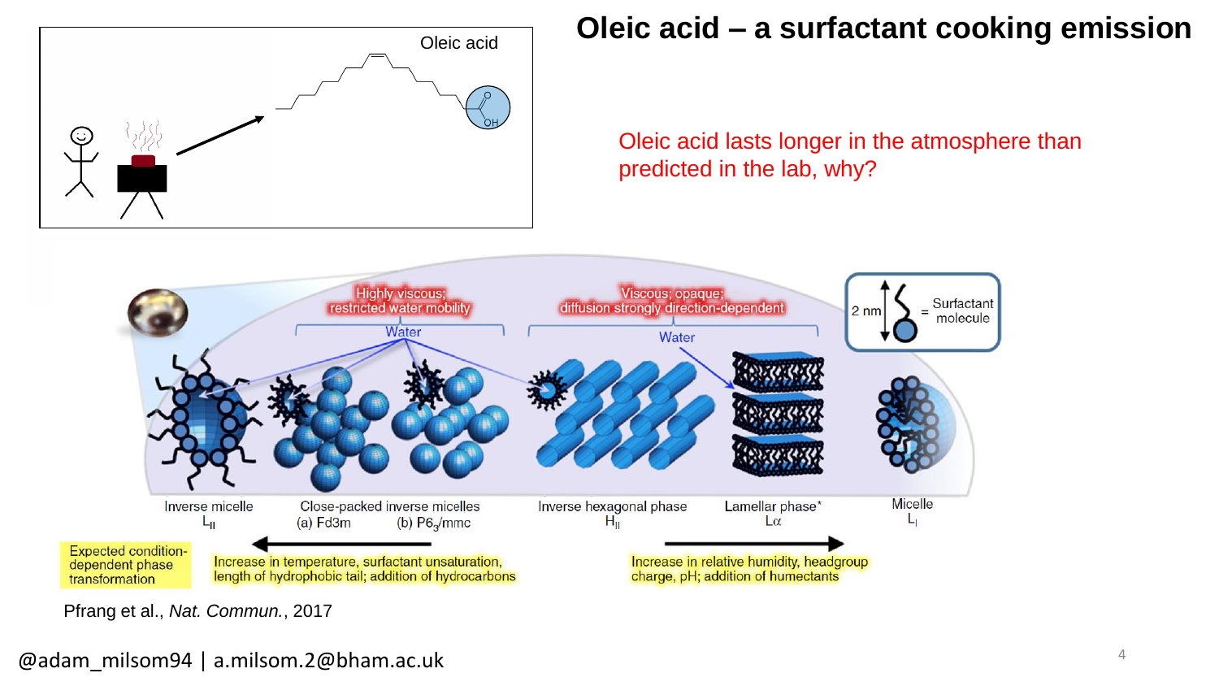# Oleic acid – a surfactant cooking emission

Oleic acid

Oleic acid lasts longer in the atmosphere than predicted in the lab, why?

Highly viscous; restricted water mobility

Viscous; opaque; diffusion strongly direction-dependent

Water

Water

2 nm = Surfactant molecule

Inverse micelle $L_{II}$

Close-packed inverse micelles (a) Fd3m (b) $P6_3/mmc$

Inverse hexagonal phase $H_{II}$

Lamellar phase* $L\alpha$

Micelle $L_I$

Expected condition-dependent phase transformation

Increase in temperature, surfactant unsaturation, length of hydrophobic tail; addition of hydrocarbons

Increase in relative humidity, headgroup charge, pH; addition of humectants

Pfrang et al., *Nat. Commun.*, 2017

@adam_milsom94 | a.milsom.2@bham.ac.uk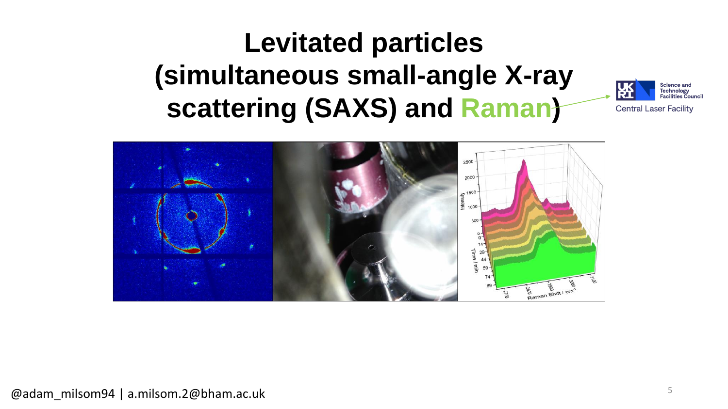# Levitated particles (simultaneous small-angle X-ray scattering (SAXS) and Raman)

Science and Technology Facilities Council

Central Laser Facility

@adam_milsom94 | a.milsom.2@bham.ac.uk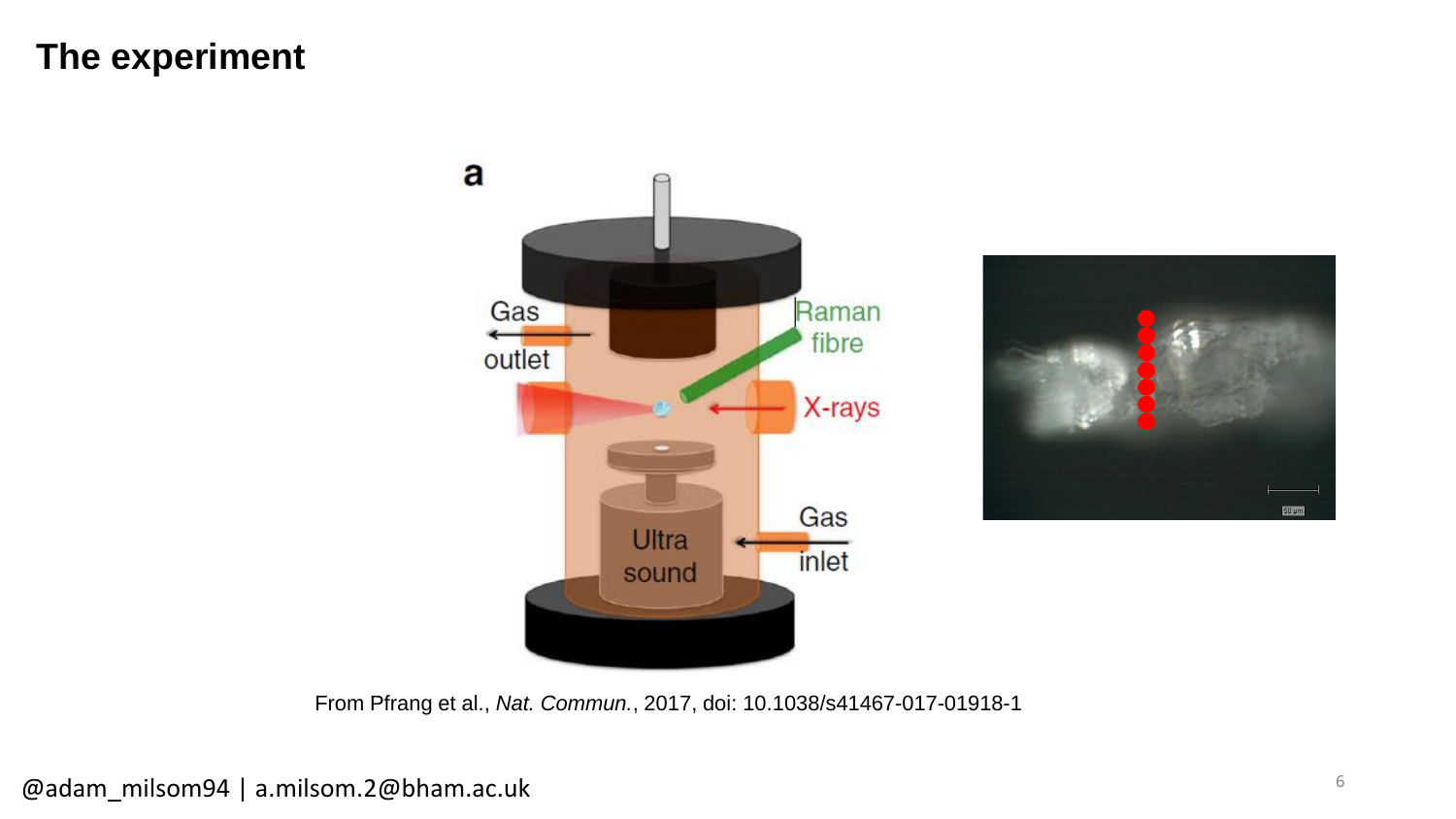# The experiment

a

Gas outlet

Raman fibre

X-rays

Gas inlet

Ultra sound

From Pfrang et al., *Nat. Commun.*, 2017, doi: 10.1038/s41467-017-01918-1

@adam_milsom94 | a.milsom.2@bham.ac.uk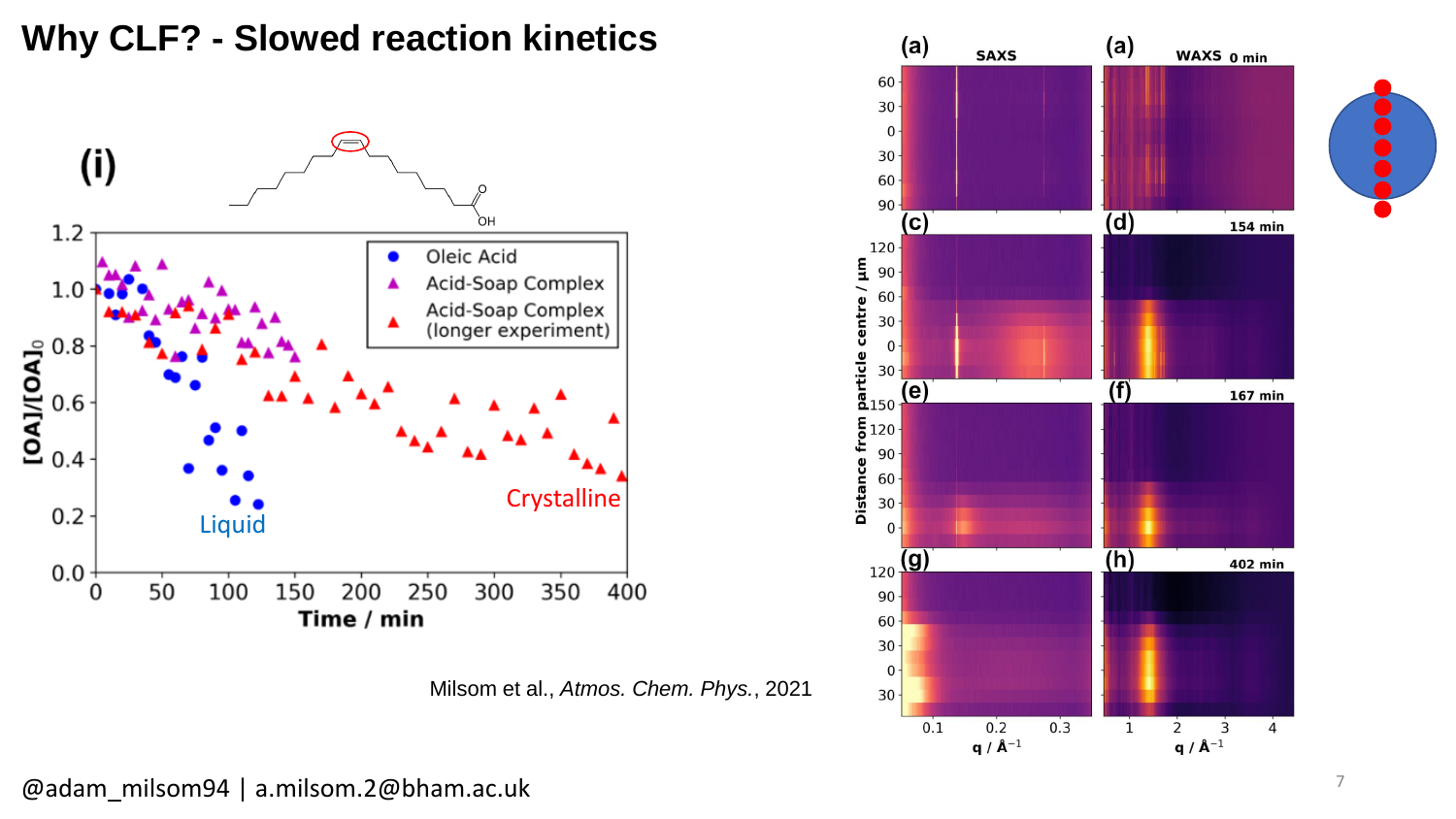# Why CLF? - Slowed reaction kinetics

(i)

| Legend |
|---|
| Oleic Acid |
| Acid-Soap Complex |
| Acid-Soap Complex (longer experiment) |

$[OA]/[OA]_0$ vs Time / min

Liquid

Crystalline

Milsom et al., *Atmos. Chem. Phys.*, 2021

(a) SAXS (a) WAXS 0 min

(c) (d) 154 min

(e) (f) 167 min

(g) (h) 402 min

Distance from particle centre / µm

q / Å$^{-1}$

@adam_milsom94 | a.milsom.2@bham.ac.uk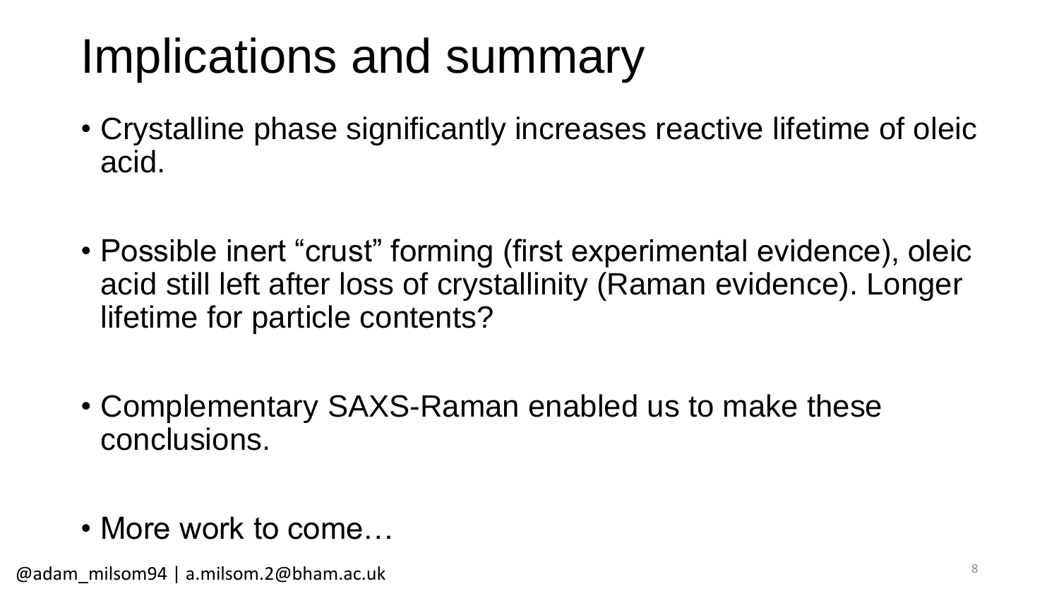# Implications and summary

- Crystalline phase significantly increases reactive lifetime of oleic acid.
- Possible inert “crust” forming (first experimental evidence), oleic acid still left after loss of crystallinity (Raman evidence). Longer lifetime for particle contents?
- Complementary SAXS-Raman enabled us to make these conclusions.
- More work to come…

@adam_milsom94 | a.milsom.2@bham.ac.uk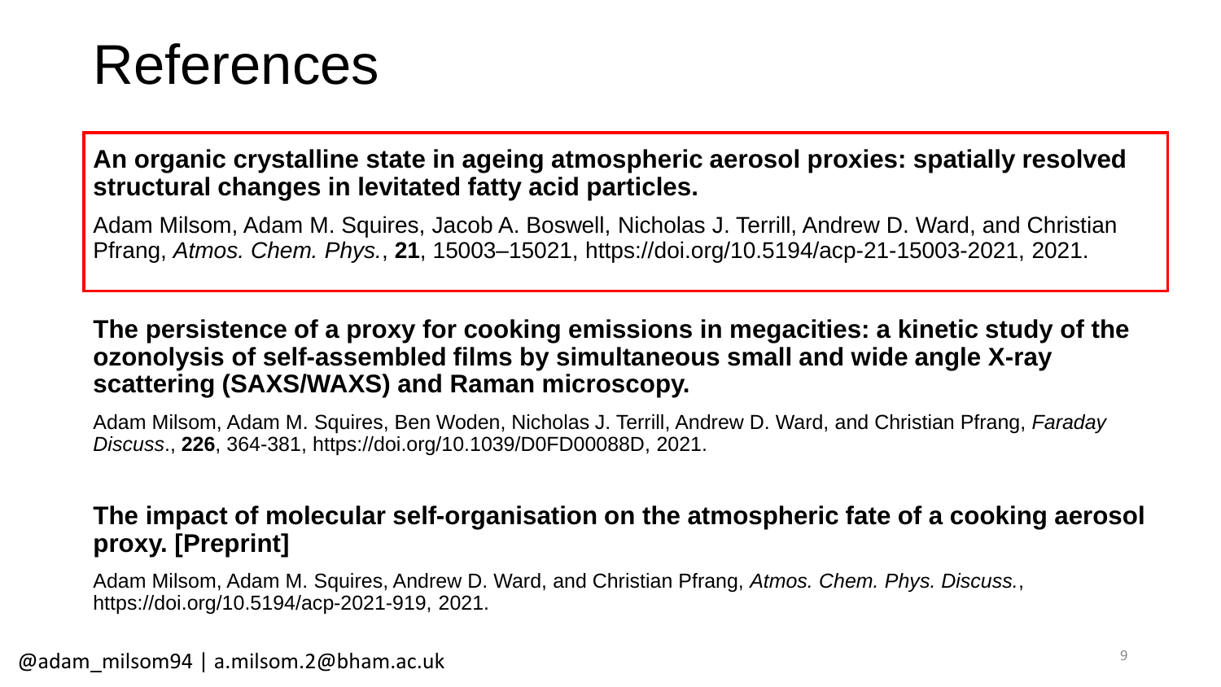# References

**An organic crystalline state in ageing atmospheric aerosol proxies: spatially resolved structural changes in levitated fatty acid particles.**

Adam Milsom, Adam M. Squires, Jacob A. Boswell, Nicholas J. Terrill, Andrew D. Ward, and Christian Pfrang, *Atmos. Chem. Phys.*, **21**, 15003–15021, https://doi.org/10.5194/acp-21-15003-2021, 2021.

**The persistence of a proxy for cooking emissions in megacities: a kinetic study of the ozonolysis of self-assembled films by simultaneous small and wide angle X-ray scattering (SAXS/WAXS) and Raman microscopy.**

Adam Milsom, Adam M. Squires, Ben Woden, Nicholas J. Terrill, Andrew D. Ward, and Christian Pfrang, *Faraday Discuss*., **226**, 364-381, https://doi.org/10.1039/D0FD00088D, 2021.

**The impact of molecular self-organisation on the atmospheric fate of a cooking aerosol proxy. [Preprint]**

Adam Milsom, Adam M. Squires, Andrew D. Ward, and Christian Pfrang, *Atmos. Chem. Phys. Discuss.*, https://doi.org/10.5194/acp-2021-919, 2021.

@adam_milsom94 | a.milsom.2@bham.ac.uk